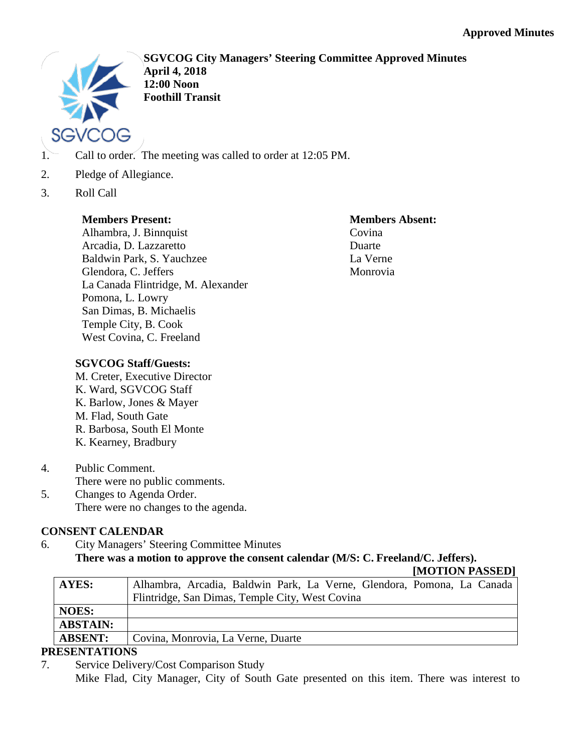**Approved Minutes**

**SGVCOG City Managers' Steering Committee Approved Minutes**
**April 4, 2018**
**12:00 Noon**
**Foothill Transit**

1. Call to order. The meeting was called to order at 12:05 PM.
2. Pledge of Allegiance.
3. Roll Call

**Members Present:**
Alhambra, J. Binnquist
Arcadia, D. Lazzaretto
Baldwin Park, S. Yauchzee
Glendora, C. Jeffers
La Canada Flintridge, M. Alexander
Pomona, L. Lowry
San Dimas, B. Michaelis
Temple City, B. Cook
West Covina, C. Freeland

**Members Absent:**
Covina
Duarte
La Verne
Monrovia

**SGVCOG Staff/Guests:**
M. Creter, Executive Director
K. Ward, SGVCOG Staff
K. Barlow, Jones & Mayer
M. Flad, South Gate
R. Barbosa, South El Monte
K. Kearney, Bradbury

4. Public Comment.
   There were no public comments.
5. Changes to Agenda Order.
   There were no changes to the agenda.

**CONSENT CALENDAR**

6. City Managers' Steering Committee Minutes
   **There was a motion to approve the consent calendar (M/S: C. Freeland/C. Jeffers).**
   **[MOTION PASSED]**

| | |
|---|---|
| **AYES:** | Alhambra, Arcadia, Baldwin Park, La Verne, Glendora, Pomona, La Canada Flintridge, San Dimas, Temple City, West Covina |
| **NOES:** | |
| **ABSTAIN:** | |
| **ABSENT:** | Covina, Monrovia, La Verne, Duarte |

**PRESENTATIONS**

7. Service Delivery/Cost Comparison Study
   Mike Flad, City Manager, City of South Gate presented on this item. There was interest to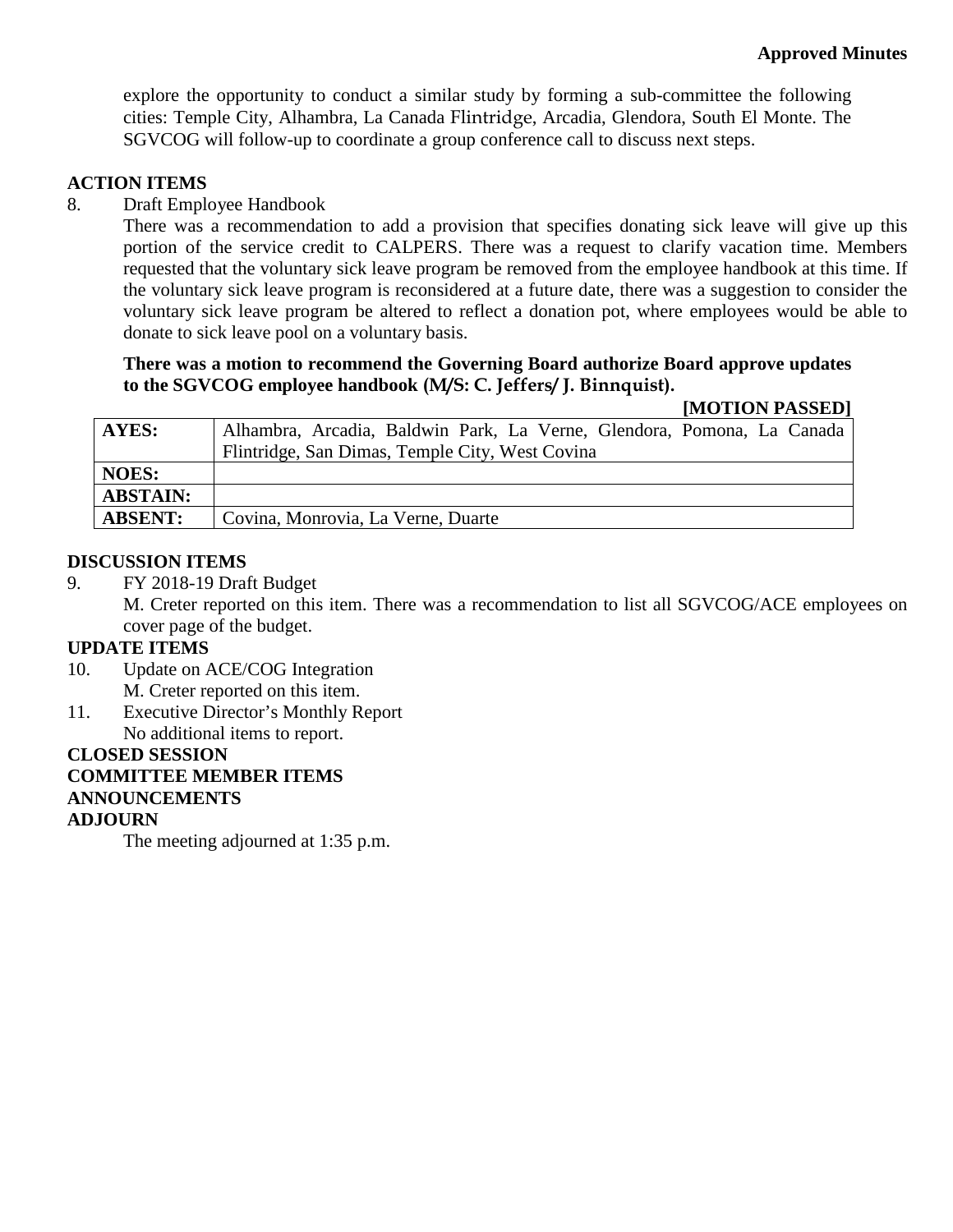explore the opportunity to conduct a similar study by forming a sub-committee the following cities: Temple City, Alhambra, La Canada Flintridge, Arcadia, Glendora, South El Monte. The SGVCOG will follow-up to coordinate a group conference call to discuss next steps.

**ACTION ITEMS**

8. Draft Employee Handbook

   There was a recommendation to add a provision that specifies donating sick leave will give up this portion of the service credit to CALPERS. There was a request to clarify vacation time. Members requested that the voluntary sick leave program be removed from the employee handbook at this time. If the voluntary sick leave program is reconsidered at a future date, there was a suggestion to consider the voluntary sick leave program be altered to reflect a donation pot, where employees would be able to donate to sick leave pool on a voluntary basis.

   **There was a motion to recommend the Governing Board authorize Board approve updates to the SGVCOG employee handbook (M/S: C. Jeffers/ J. Binnquist).**

   **[MOTION PASSED]**

| | |
|---|---|
| **AYES:** | Alhambra, Arcadia, Baldwin Park, La Verne, Glendora, Pomona, La Canada Flintridge, San Dimas, Temple City, West Covina |
| **NOES:** | |
| **ABSTAIN:** | |
| **ABSENT:** | Covina, Monrovia, La Verne, Duarte |

**DISCUSSION ITEMS**

9. FY 2018-19 Draft Budget

   M. Creter reported on this item. There was a recommendation to list all SGVCOG/ACE employees on cover page of the budget.

**UPDATE ITEMS**

10. Update on ACE/COG Integration

    M. Creter reported on this item.

11. Executive Director's Monthly Report

    No additional items to report.

**CLOSED SESSION**

**COMMITTEE MEMBER ITEMS**

**ANNOUNCEMENTS**

**ADJOURN**

The meeting adjourned at 1:35 p.m.